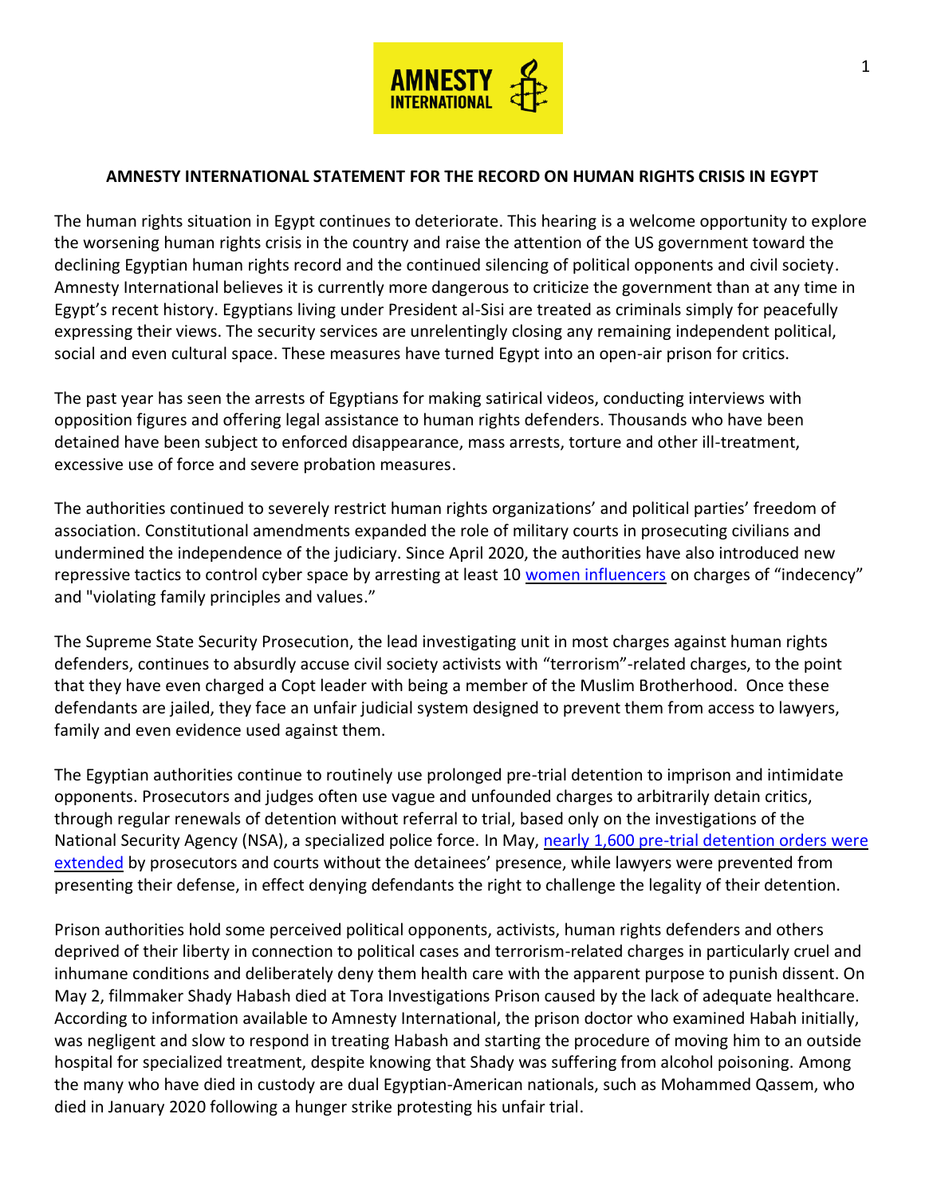**AMNESTY INTERNATIONAL STATEMENT FOR THE RECORD ON HUMAN RIGHTS CRISIS IN EGYPT**

The human rights situation in Egypt continues to deteriorate. This hearing is a welcome opportunity to explore the worsening human rights crisis in the country and raise the attention of the US government toward the declining Egyptian human rights record and the continued silencing of political opponents and civil society. Amnesty International believes it is currently more dangerous to criticize the government than at any time in Egypt's recent history. Egyptians living under President al-Sisi are treated as criminals simply for peacefully expressing their views. The security services are unrelentingly closing any remaining independent political, social and even cultural space. These measures have turned Egypt into an open-air prison for critics.

The past year has seen the arrests of Egyptians for making satirical videos, conducting interviews with opposition figures and offering legal assistance to human rights defenders. Thousands who have been detained have been subject to enforced disappearance, mass arrests, torture and other ill-treatment, excessive use of force and severe probation measures.

The authorities continued to severely restrict human rights organizations' and political parties' freedom of association. Constitutional amendments expanded the role of military courts in prosecuting civilians and undermined the independence of the judiciary. Since April 2020, the authorities have also introduced new repressive tactics to control cyber space by arresting at least 10 women influencers on charges of "indecency" and "violating family principles and values."

The Supreme State Security Prosecution, the lead investigating unit in most charges against human rights defenders, continues to absurdly accuse civil society activists with "terrorism"-related charges, to the point that they have even charged a Copt leader with being a member of the Muslim Brotherhood. Once these defendants are jailed, they face an unfair judicial system designed to prevent them from access to lawyers, family and even evidence used against them.

The Egyptian authorities continue to routinely use prolonged pre-trial detention to imprison and intimidate opponents. Prosecutors and judges often use vague and unfounded charges to arbitrarily detain critics, through regular renewals of detention without referral to trial, based only on the investigations of the National Security Agency (NSA), a specialized police force. In May, nearly 1,600 pre-trial detention orders were extended by prosecutors and courts without the detainees' presence, while lawyers were prevented from presenting their defense, in effect denying defendants the right to challenge the legality of their detention.

Prison authorities hold some perceived political opponents, activists, human rights defenders and others deprived of their liberty in connection to political cases and terrorism-related charges in particularly cruel and inhumane conditions and deliberately deny them health care with the apparent purpose to punish dissent. On May 2, filmmaker Shady Habash died at Tora Investigations Prison caused by the lack of adequate healthcare. According to information available to Amnesty International, the prison doctor who examined Habah initially, was negligent and slow to respond in treating Habash and starting the procedure of moving him to an outside hospital for specialized treatment, despite knowing that Shady was suffering from alcohol poisoning. Among the many who have died in custody are dual Egyptian-American nationals, such as Mohammed Qassem, who died in January 2020 following a hunger strike protesting his unfair trial.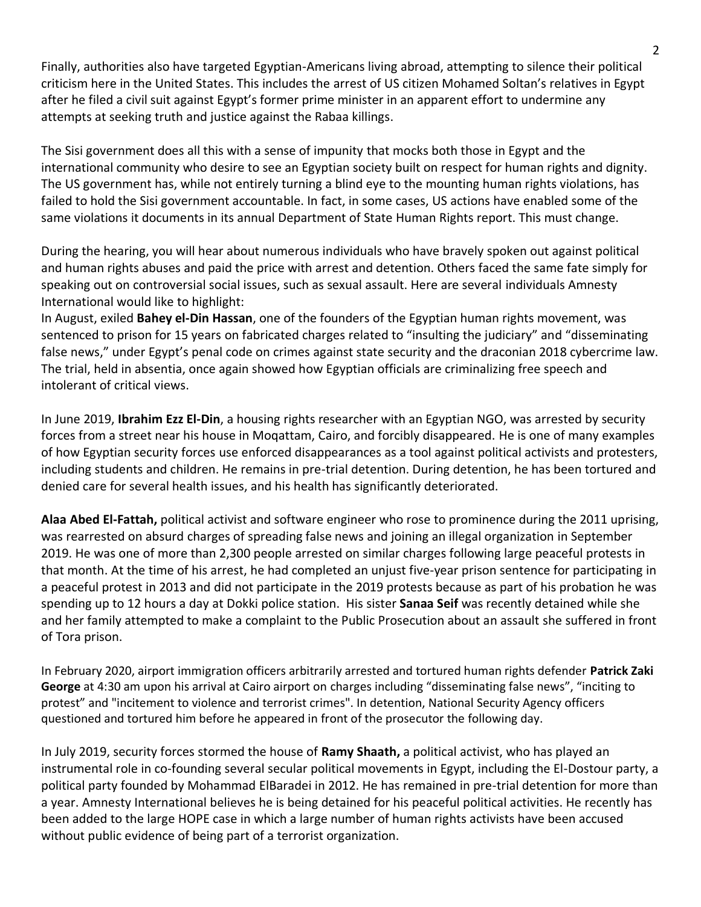Finally, authorities also have targeted Egyptian-Americans living abroad, attempting to silence their political criticism here in the United States. This includes the arrest of US citizen Mohamed Soltan's relatives in Egypt after he filed a civil suit against Egypt's former prime minister in an apparent effort to undermine any attempts at seeking truth and justice against the Rabaa killings.

The Sisi government does all this with a sense of impunity that mocks both those in Egypt and the international community who desire to see an Egyptian society built on respect for human rights and dignity. The US government has, while not entirely turning a blind eye to the mounting human rights violations, has failed to hold the Sisi government accountable. In fact, in some cases, US actions have enabled some of the same violations it documents in its annual Department of State Human Rights report. This must change.

During the hearing, you will hear about numerous individuals who have bravely spoken out against political and human rights abuses and paid the price with arrest and detention. Others faced the same fate simply for speaking out on controversial social issues, such as sexual assault. Here are several individuals Amnesty International would like to highlight:

In August, exiled **Bahey el-Din Hassan**, one of the founders of the Egyptian human rights movement, was sentenced to prison for 15 years on fabricated charges related to "insulting the judiciary" and "disseminating false news," under Egypt's penal code on crimes against state security and the draconian 2018 cybercrime law. The trial, held in absentia, once again showed how Egyptian officials are criminalizing free speech and intolerant of critical views.

In June 2019, **Ibrahim Ezz El-Din**, a housing rights researcher with an Egyptian NGO, was arrested by security forces from a street near his house in Moqattam, Cairo, and forcibly disappeared. He is one of many examples of how Egyptian security forces use enforced disappearances as a tool against political activists and protesters, including students and children. He remains in pre-trial detention. During detention, he has been tortured and denied care for several health issues, and his health has significantly deteriorated.

**Alaa Abed El-Fattah,** political activist and software engineer who rose to prominence during the 2011 uprising, was rearrested on absurd charges of spreading false news and joining an illegal organization in September 2019. He was one of more than 2,300 people arrested on similar charges following large peaceful protests in that month. At the time of his arrest, he had completed an unjust five-year prison sentence for participating in a peaceful protest in 2013 and did not participate in the 2019 protests because as part of his probation he was spending up to 12 hours a day at Dokki police station. His sister **Sanaa Seif** was recently detained while she and her family attempted to make a complaint to the Public Prosecution about an assault she suffered in front of Tora prison.

In February 2020, airport immigration officers arbitrarily arrested and tortured human rights defender **Patrick Zaki George** at 4:30 am upon his arrival at Cairo airport on charges including "disseminating false news", "inciting to protest" and "incitement to violence and terrorist crimes". In detention, National Security Agency officers questioned and tortured him before he appeared in front of the prosecutor the following day.

In July 2019, security forces stormed the house of **Ramy Shaath,** a political activist, who has played an instrumental role in co-founding several secular political movements in Egypt, including the El-Dostour party, a political party founded by Mohammad ElBaradei in 2012. He has remained in pre-trial detention for more than a year. Amnesty International believes he is being detained for his peaceful political activities. He recently has been added to the large HOPE case in which a large number of human rights activists have been accused without public evidence of being part of a terrorist organization.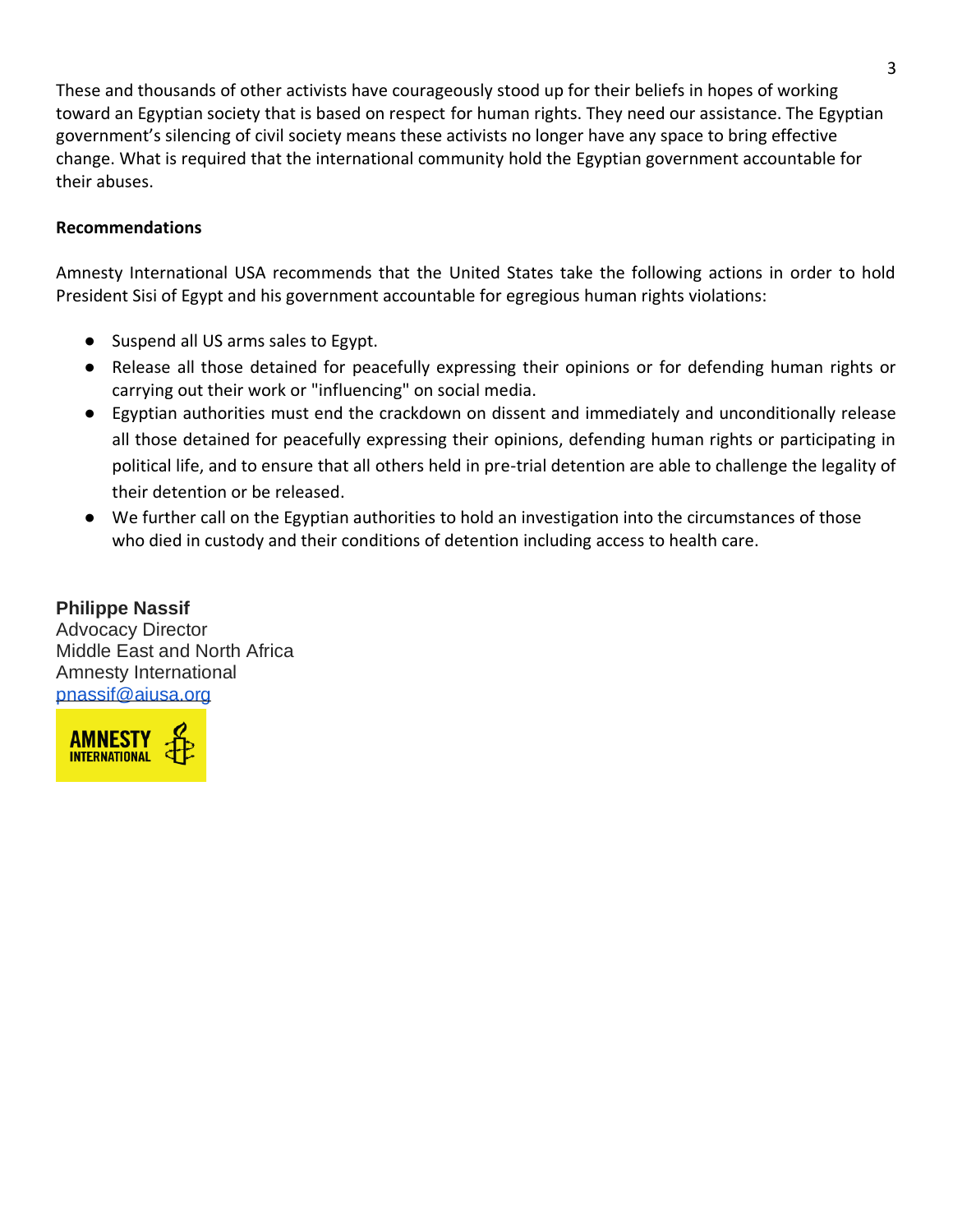These and thousands of other activists have courageously stood up for their beliefs in hopes of working toward an Egyptian society that is based on respect for human rights. They need our assistance. The Egyptian government's silencing of civil society means these activists no longer have any space to bring effective change. What is required that the international community hold the Egyptian government accountable for their abuses.

**Recommendations**

Amnesty International USA recommends that the United States take the following actions in order to hold President Sisi of Egypt and his government accountable for egregious human rights violations:

- Suspend all US arms sales to Egypt.
- Release all those detained for peacefully expressing their opinions or for defending human rights or carrying out their work or "influencing" on social media.
- Egyptian authorities must end the crackdown on dissent and immediately and unconditionally release all those detained for peacefully expressing their opinions, defending human rights or participating in political life, and to ensure that all others held in pre-trial detention are able to challenge the legality of their detention or be released.
- We further call on the Egyptian authorities to hold an investigation into the circumstances of those who died in custody and their conditions of detention including access to health care.

**Philippe Nassif**
Advocacy Director
Middle East and North Africa
Amnesty International
pnassif@aiusa.org

AMNESTY INTERNATIONAL